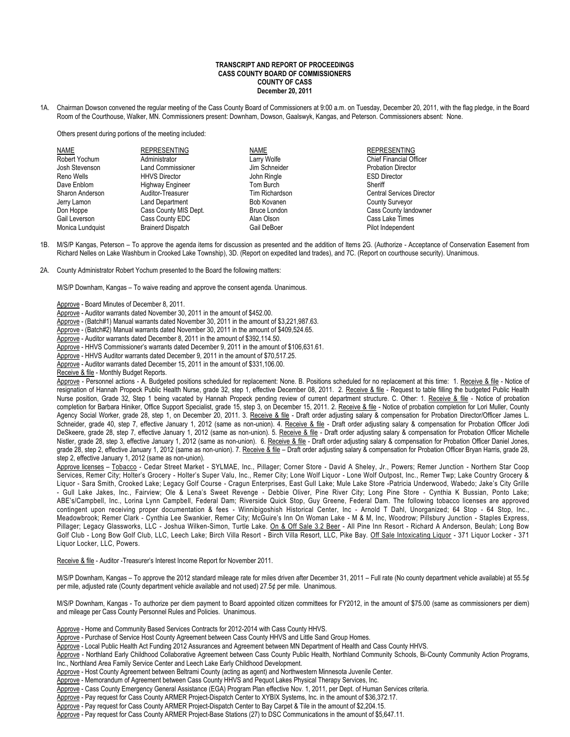**TRANSCRIPT AND REPORT OF PROCEEDINGS**
**CASS COUNTY BOARD OF COMMISSIONERS**
**COUNTY OF CASS**
**December 20, 2011**

1A. Chairman Dowson convened the regular meeting of the Cass County Board of Commissioners at 9:00 a.m. on Tuesday, December 20, 2011, with the flag pledge, in the Board Room of the Courthouse, Walker, MN. Commissioners present: Downham, Dowson, Gaalswyk, Kangas, and Peterson. Commissioners absent: None.

Others present during portions of the meeting included:

| NAME | REPRESENTING | NAME | REPRESENTING |
|---|---|---|---|
| Robert Yochum | Administrator | Larry Wolfe | Chief Financial Officer |
| Josh Stevenson | Land Commissioner | Jim Schneider | Probation Director |
| Reno Wells | HHVS Director | John Ringle | ESD Director |
| Dave Enblom | Highway Engineer | Tom Burch | Sheriff |
| Sharon Anderson | Auditor-Treasurer | Tim Richardson | Central Services Director |
| Jerry Lamon | Land Department | Bob Kovanen | County Surveyor |
| Don Hoppe | Cass County MIS Dept. | Bruce London | Cass County landowner |
| Gail Leverson | Cass County EDC | Alan Olson | Cass Lake Times |
| Monica Lundquist | Brainerd Dispatch | Gail DeBoer | Pilot Independent |

1B. M/S/P Kangas, Peterson – To approve the agenda items for discussion as presented and the addition of Items 2G. (Authorize - Acceptance of Conservation Easement from Richard Nelles on Lake Washburn in Crooked Lake Township), 3D. (Report on expedited land trades), and 7C. (Report on courthouse security). Unanimous.

2A. County Administrator Robert Yochum presented to the Board the following matters:

M/S/P Downham, Kangas – To waive reading and approve the consent agenda. Unanimous.

Approve - Board Minutes of December 8, 2011.
Approve - Auditor warrants dated November 30, 2011 in the amount of $452.00.
Approve - (Batch#1) Manual warrants dated November 30, 2011 in the amount of $3,221,987.63.
Approve - (Batch#2) Manual warrants dated November 30, 2011 in the amount of $409,524.65.
Approve - Auditor warrants dated December 8, 2011 in the amount of $392,114.50.
Approve - HHVS Commissioner's warrants dated December 9, 2011 in the amount of $106,631.61.
Approve - HHVS Auditor warrants dated December 9, 2011 in the amount of $70,517.25.
Approve - Auditor warrants dated December 15, 2011 in the amount of $331,106.00.
Receive & file - Monthly Budget Reports.
Approve - Personnel actions - A. Budgeted positions scheduled for replacement: None. B. Positions scheduled for no replacement at this time: 1. Receive & file - Notice of resignation of Hannah Propeck Public Health Nurse, grade 32, step 1, effective December 08, 2011. 2. Receive & file - Request to table filling the budgeted Public Health Nurse position, Grade 32, Step 1 being vacated by Hannah Propeck pending review of current department structure. C. Other: 1. Receive & file - Notice of probation completion for Barbara Hiniker, Office Support Specialist, grade 15, step 3, on December 15, 2011. 2. Receive & file - Notice of probation completion for Lori Muller, County Agency Social Worker, grade 28, step 1, on December 20, 2011. 3. Receive & file - Draft order adjusting salary & compensation for Probation Director/Officer James L. Schneider, grade 40, step 7, effective January 1, 2012 (same as non-union). 4. Receive & file - Draft order adjusting salary & compensation for Probation Officer Jodi DeSkeere, grade 28, step 7, effective January 1, 2012 (same as non-union). 5. Receive & file - Draft order adjusting salary & compensation for Probation Officer Michelle Nistler, grade 28, step 3, effective January 1, 2012 (same as non-union). 6. Receive & file - Draft order adjusting salary & compensation for Probation Officer Daniel Jones, grade 28, step 2, effective January 1, 2012 (same as non-union). 7. Receive & file – Draft order adjusting salary & compensation for Probation Officer Bryan Harris, grade 28, step 2, effective January 1, 2012 (same as non-union).
Approve licenses – Tobacco - Cedar Street Market - SYLMAE, Inc., Pillager; Corner Store - David A Sheley, Jr., Powers; Remer Junction - Northern Star Coop Services, Remer City; Holter's Grocery - Holter's Super Valu, Inc., Remer City; Lone Wolf Liquor - Lone Wolf Outpost, Inc., Remer Twp; Lake Country Grocery & Liquor - Sara Smith, Crooked Lake; Legacy Golf Course - Cragun Enterprises, East Gull Lake; Mule Lake Store -Patricia Underwood, Wabedo; Jake's City Grille - Gull Lake Jakes, Inc., Fairview; Ole & Lena's Sweet Revenge - Debbie Oliver, Pine River City; Long Pine Store - Cynthia K Bussian, Ponto Lake; ABE's/Campbell, Inc., Lorina Lynn Campbell, Federal Dam; Riverside Quick Stop, Guy Greene, Federal Dam. The following tobacco licenses are approved contingent upon receiving proper documentation & fees - Winnibigoshish Historical Center, Inc - Arnold T Dahl, Unorganized; 64 Stop - 64 Stop, Inc., Meadowbrook; Remer Clark - Cynthia Lee Swankier, Remer City; McGuire's Inn On Woman Lake - M & M, Inc, Woodrow; Pillsbury Junction - Staples Express, Pillager; Legacy Glassworks, LLC - Joshua Wilken-Simon, Turtle Lake. On & Off Sale 3.2 Beer - All Pine Inn Resort - Richard A Anderson, Beulah; Long Bow Golf Club - Long Bow Golf Club, LLC, Leech Lake; Birch Villa Resort - Birch Villa Resort, LLC, Pike Bay. Off Sale Intoxicating Liquor - 371 Liquor Locker - 371 Liquor Locker, LLC, Powers.

Receive & file - Auditor -Treasurer's Interest Income Report for November 2011.

M/S/P Downham, Kangas – To approve the 2012 standard mileage rate for miles driven after December 31, 2011 – Full rate (No county department vehicle available) at 55.5¢ per mile, adjusted rate (County department vehicle available and not used) 27.5¢ per mile. Unanimous.

M/S/P Downham, Kangas - To authorize per diem payment to Board appointed citizen committees for FY2012, in the amount of $75.00 (same as commissioners per diem) and mileage per Cass County Personnel Rules and Policies. Unanimous.

Approve - Home and Community Based Services Contracts for 2012-2014 with Cass County HHVS.
Approve - Purchase of Service Host County Agreement between Cass County HHVS and Little Sand Group Homes.
Approve - Local Public Health Act Funding 2012 Assurances and Agreement between MN Department of Health and Cass County HHVS.
Approve - Northland Early Childhood Collaborative Agreement between Cass County Public Health, Northland Community Schools, Bi-County Community Action Programs, Inc., Northland Area Family Service Center and Leech Lake Early Childhood Development.
Approve - Host County Agreement between Beltrami County (acting as agent) and Northwestern Minnesota Juvenile Center.
Approve - Memorandum of Agreement between Cass County HHVS and Pequot Lakes Physical Therapy Services, Inc.
Approve - Cass County Emergency General Assistance (EGA) Program Plan effective Nov. 1, 2011, per Dept. of Human Services criteria.
Approve - Pay request for Cass County ARMER Project-Dispatch Center to XYBIX Systems, Inc. in the amount of $36,372.17.
Approve - Pay request for Cass County ARMER Project-Dispatch Center to Bay Carpet & Tile in the amount of $2,204.15.
Approve - Pay request for Cass County ARMER Project-Base Stations (27) to DSC Communications in the amount of $5,647.11.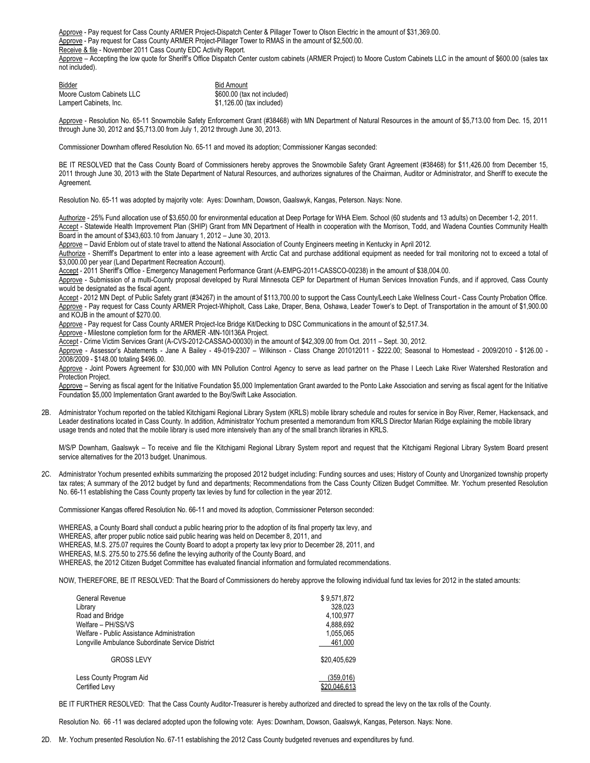Approve - Pay request for Cass County ARMER Project-Dispatch Center & Pillager Tower to Olson Electric in the amount of $31,369.00.
Approve - Pay request for Cass County ARMER Project-Pillager Tower to RMAS in the amount of $2,500.00.
Receive & file - November 2011 Cass County EDC Activity Report.
Approve – Accepting the low quote for Sheriff's Office Dispatch Center custom cabinets (ARMER Project) to Moore Custom Cabinets LLC in the amount of $600.00 (sales tax not included).

| Bidder | Bid Amount |
|---|---|
| Moore Custom Cabinets LLC | $600.00 (tax not included) |
| Lampert Cabinets, Inc. | $1,126.00 (tax included) |

Approve - Resolution No. 65-11 Snowmobile Safety Enforcement Grant (#38468) with MN Department of Natural Resources in the amount of $5,713.00 from Dec. 15, 2011 through June 30, 2012 and $5,713.00 from July 1, 2012 through June 30, 2013.

Commissioner Downham offered Resolution No. 65-11 and moved its adoption; Commissioner Kangas seconded:

BE IT RESOLVED that the Cass County Board of Commissioners hereby approves the Snowmobile Safety Grant Agreement (#38468) for $11,426.00 from December 15, 2011 through June 30, 2013 with the State Department of Natural Resources, and authorizes signatures of the Chairman, Auditor or Administrator, and Sheriff to execute the Agreement.

Resolution No. 65-11 was adopted by majority vote: Ayes: Downham, Dowson, Gaalswyk, Kangas, Peterson. Nays: None.

Authorize - 25% Fund allocation use of $3,650.00 for environmental education at Deep Portage for WHA Elem. School (60 students and 13 adults) on December 1-2, 2011.
Accept - Statewide Health Improvement Plan (SHIP) Grant from MN Department of Health in cooperation with the Morrison, Todd, and Wadena Counties Community Health Board in the amount of $343,603.10 from January 1, 2012 – June 30, 2013.
Approve – David Enblom out of state travel to attend the National Association of County Engineers meeting in Kentucky in April 2012.
Authorize - Sherriff's Department to enter into a lease agreement with Arctic Cat and purchase additional equipment as needed for trail monitoring not to exceed a total of $3,000.00 per year (Land Department Recreation Account).
Accept - 2011 Sheriff's Office - Emergency Management Performance Grant (A-EMPG-2011-CASSCO-00238) in the amount of $38,004.00.
Approve - Submission of a multi-County proposal developed by Rural Minnesota CEP for Department of Human Services Innovation Funds, and if approved, Cass County would be designated as the fiscal agent.
Accept - 2012 MN Dept. of Public Safety grant (#34267) in the amount of $113,700.00 to support the Cass County/Leech Lake Wellness Court - Cass County Probation Office.
Approve - Pay request for Cass County ARMER Project-Whipholt, Cass Lake, Draper, Bena, Oshawa, Leader Tower's to Dept. of Transportation in the amount of $1,900.00 and KOJB in the amount of $270.00.
Approve - Pay request for Cass County ARMER Project-Ice Bridge Kit/Decking to DSC Communications in the amount of $2,517.34.
Approve - Milestone completion form for the ARMER -MN-10I136A Project.
Accept - Crime Victim Services Grant (A-CVS-2012-CASSAO-00030) in the amount of $42,309.00 from Oct. 2011 – Sept. 30, 2012.
Approve - Assessor's Abatements - Jane A Bailey - 49-019-2307 – Wilkinson - Class Change 201012011 - $222.00; Seasonal to Homestead - 2009/2010 - $126.00 - 2008/2009 - $148.00 totaling $496.00.
Approve - Joint Powers Agreement for $30,000 with MN Pollution Control Agency to serve as lead partner on the Phase I Leech Lake River Watershed Restoration and Protection Project.
Approve – Serving as fiscal agent for the Initiative Foundation $5,000 Implementation Grant awarded to the Ponto Lake Association and serving as fiscal agent for the Initiative Foundation $5,000 Implementation Grant awarded to the Boy/Swift Lake Association.

2B. Administrator Yochum reported on the tabled Kitchigami Regional Library System (KRLS) mobile library schedule and routes for service in Boy River, Remer, Hackensack, and Leader destinations located in Cass County. In addition, Administrator Yochum presented a memorandum from KRLS Director Marian Ridge explaining the mobile library usage trends and noted that the mobile library is used more intensively than any of the small branch libraries in KRLS.

M/S/P Downham, Gaalswyk – To receive and file the Kitchigami Regional Library System report and request that the Kitchigami Regional Library System Board present service alternatives for the 2013 budget. Unanimous.

2C. Administrator Yochum presented exhibits summarizing the proposed 2012 budget including: Funding sources and uses; History of County and Unorganized township property tax rates; A summary of the 2012 budget by fund and departments; Recommendations from the Cass County Citizen Budget Committee. Mr. Yochum presented Resolution No. 66-11 establishing the Cass County property tax levies by fund for collection in the year 2012.

Commissioner Kangas offered Resolution No. 66-11 and moved its adoption, Commissioner Peterson seconded:

WHEREAS, a County Board shall conduct a public hearing prior to the adoption of its final property tax levy, and
WHEREAS, after proper public notice said public hearing was held on December 8, 2011, and
WHEREAS, M.S. 275.07 requires the County Board to adopt a property tax levy prior to December 28, 2011, and
WHEREAS, M.S. 275.50 to 275.56 define the levying authority of the County Board, and
WHEREAS, the 2012 Citizen Budget Committee has evaluated financial information and formulated recommendations.

NOW, THEREFORE, BE IT RESOLVED: That the Board of Commissioners do hereby approve the following individual fund tax levies for 2012 in the stated amounts:

| | |
|---|---|
| General Revenue | $ 9,571,872 |
| Library | 328,023 |
| Road and Bridge | 4,100,977 |
| Welfare – PH/SS/VS | 4,888,692 |
| Welfare - Public Assistance Administration | 1,055,065 |
| Longville Ambulance Subordinate Service District | 461,000 |
| GROSS LEVY | $20,405,629 |
| Less County Program Aid | (359,016) |
| Certified Levy | $20,046,613 |

BE IT FURTHER RESOLVED: That the Cass County Auditor-Treasurer is hereby authorized and directed to spread the levy on the tax rolls of the County.

Resolution No. 66 -11 was declared adopted upon the following vote: Ayes: Downham, Dowson, Gaalswyk, Kangas, Peterson. Nays: None.

2D. Mr. Yochum presented Resolution No. 67-11 establishing the 2012 Cass County budgeted revenues and expenditures by fund.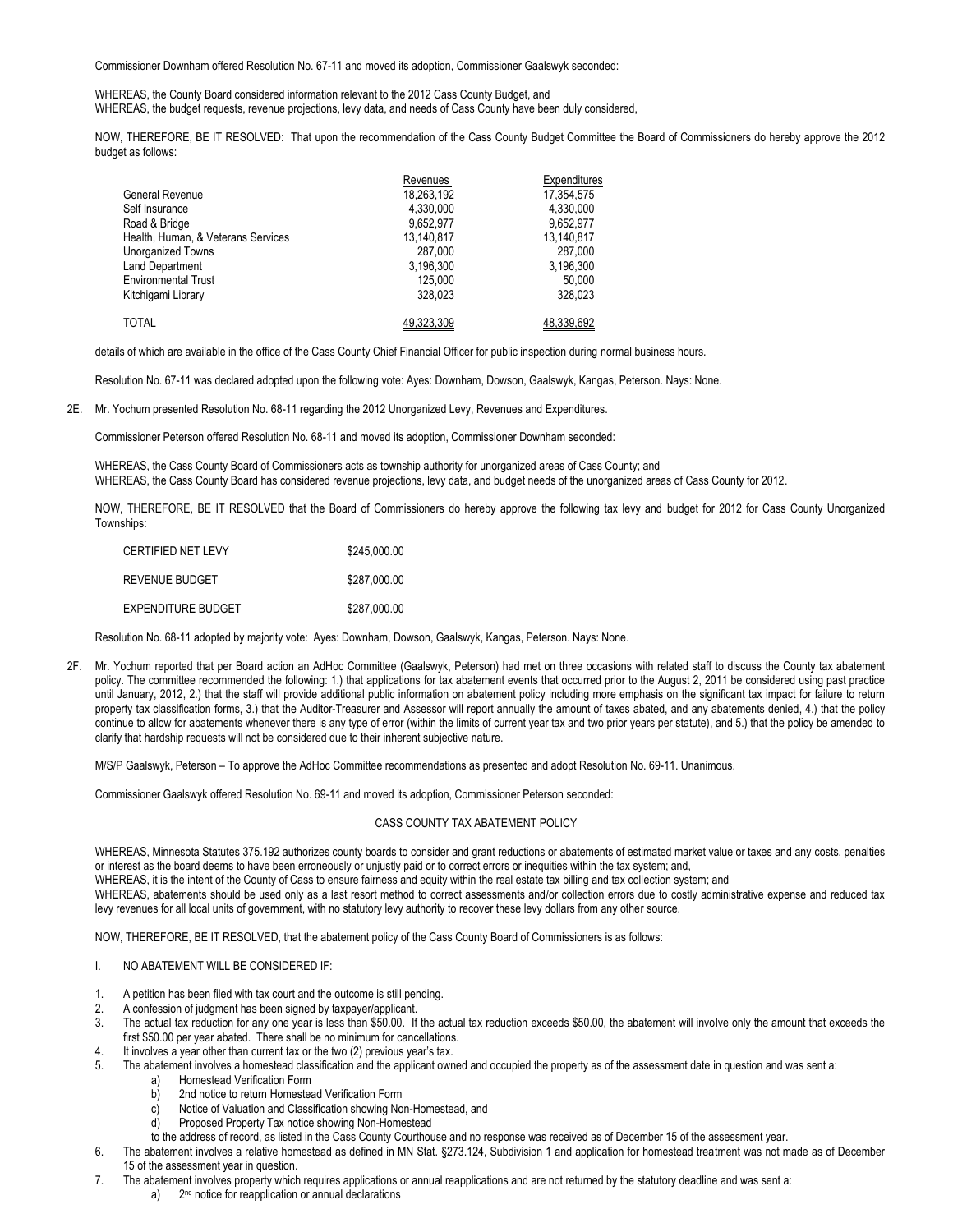Commissioner Downham offered Resolution No. 67-11 and moved its adoption, Commissioner Gaalswyk seconded:

WHEREAS, the County Board considered information relevant to the 2012 Cass County Budget, and
WHEREAS, the budget requests, revenue projections, levy data, and needs of Cass County have been duly considered,

NOW, THEREFORE, BE IT RESOLVED: That upon the recommendation of the Cass County Budget Committee the Board of Commissioners do hereby approve the 2012 budget as follows:

| | Revenues | Expenditures |
|---|---|---|
| General Revenue | 18,263,192 | 17,354,575 |
| Self Insurance | 4,330,000 | 4,330,000 |
| Road & Bridge | 9,652,977 | 9,652,977 |
| Health, Human, & Veterans Services | 13,140,817 | 13,140,817 |
| Unorganized Towns | 287,000 | 287,000 |
| Land Department | 3,196,300 | 3,196,300 |
| Environmental Trust | 125,000 | 50,000 |
| Kitchigami Library | 328,023 | 328,023 |
| TOTAL | 49,323,309 | 48,339,692 |

details of which are available in the office of the Cass County Chief Financial Officer for public inspection during normal business hours.

Resolution No. 67-11 was declared adopted upon the following vote: Ayes: Downham, Dowson, Gaalswyk, Kangas, Peterson. Nays: None.

2E. Mr. Yochum presented Resolution No. 68-11 regarding the 2012 Unorganized Levy, Revenues and Expenditures.

Commissioner Peterson offered Resolution No. 68-11 and moved its adoption, Commissioner Downham seconded:

WHEREAS, the Cass County Board of Commissioners acts as township authority for unorganized areas of Cass County; and
WHEREAS, the Cass County Board has considered revenue projections, levy data, and budget needs of the unorganized areas of Cass County for 2012.

NOW, THEREFORE, BE IT RESOLVED that the Board of Commissioners do hereby approve the following tax levy and budget for 2012 for Cass County Unorganized Townships:

| | |
|---|---|
| CERTIFIED NET LEVY | $245,000.00 |
| REVENUE BUDGET | $287,000.00 |
| EXPENDITURE BUDGET | $287,000.00 |

Resolution No. 68-11 adopted by majority vote: Ayes: Downham, Dowson, Gaalswyk, Kangas, Peterson. Nays: None.

2F. Mr. Yochum reported that per Board action an AdHoc Committee (Gaalswyk, Peterson) had met on three occasions with related staff to discuss the County tax abatement policy. The committee recommended the following: 1.) that applications for tax abatement events that occurred prior to the August 2, 2011 be considered using past practice until January, 2012, 2.) that the staff will provide additional public information on abatement policy including more emphasis on the significant tax impact for failure to return property tax classification forms, 3.) that the Auditor-Treasurer and Assessor will report annually the amount of taxes abated, and any abatements denied, 4.) that the policy continue to allow for abatements whenever there is any type of error (within the limits of current year tax and two prior years per statute), and 5.) that the policy be amended to clarify that hardship requests will not be considered due to their inherent subjective nature.

M/S/P Gaalswyk, Peterson – To approve the AdHoc Committee recommendations as presented and adopt Resolution No. 69-11. Unanimous.

Commissioner Gaalswyk offered Resolution No. 69-11 and moved its adoption, Commissioner Peterson seconded:

CASS COUNTY TAX ABATEMENT POLICY

WHEREAS, Minnesota Statutes 375.192 authorizes county boards to consider and grant reductions or abatements of estimated market value or taxes and any costs, penalties or interest as the board deems to have been erroneously or unjustly paid or to correct errors or inequities within the tax system; and,
WHEREAS, it is the intent of the County of Cass to ensure fairness and equity within the real estate tax billing and tax collection system; and
WHEREAS, abatements should be used only as a last resort method to correct assessments and/or collection errors due to costly administrative expense and reduced tax levy revenues for all local units of government, with no statutory levy authority to recover these levy dollars from any other source.

NOW, THEREFORE, BE IT RESOLVED, that the abatement policy of the Cass County Board of Commissioners is as follows:

I. NO ABATEMENT WILL BE CONSIDERED IF:

1. A petition has been filed with tax court and the outcome is still pending.
2. A confession of judgment has been signed by taxpayer/applicant.
3. The actual tax reduction for any one year is less than $50.00. If the actual tax reduction exceeds $50.00, the abatement will involve only the amount that exceeds the first $50.00 per year abated. There shall be no minimum for cancellations.
4. It involves a year other than current tax or the two (2) previous year's tax.
5. The abatement involves a homestead classification and the applicant owned and occupied the property as of the assessment date in question and was sent a:
   a) Homestead Verification Form
   b) 2nd notice to return Homestead Verification Form
   c) Notice of Valuation and Classification showing Non-Homestead, and
   d) Proposed Property Tax notice showing Non-Homestead

   to the address of record, as listed in the Cass County Courthouse and no response was received as of December 15 of the assessment year.
6. The abatement involves a relative homestead as defined in MN Stat. §273.124, Subdivision 1 and application for homestead treatment was not made as of December 15 of the assessment year in question.
7. The abatement involves property which requires applications or annual reapplications and are not returned by the statutory deadline and was sent a:
   a) 2nd notice for reapplication or annual declarations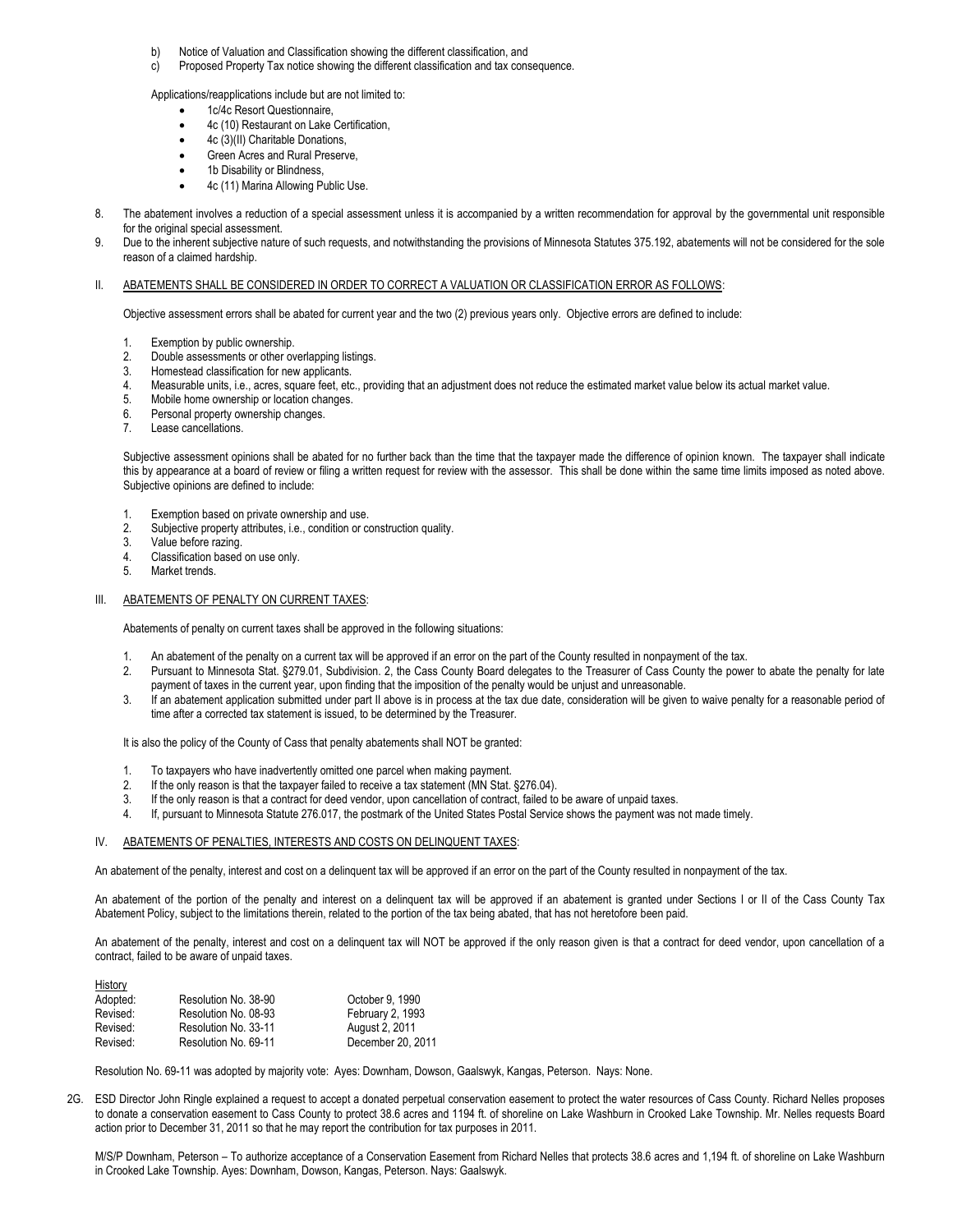b) Notice of Valuation and Classification showing the different classification, and
c) Proposed Property Tax notice showing the different classification and tax consequence.

Applications/reapplications include but are not limited to:

- 1c/4c Resort Questionnaire,
- 4c (10) Restaurant on Lake Certification,
- 4c (3)(II) Charitable Donations,
- Green Acres and Rural Preserve,
- 1b Disability or Blindness,
- 4c (11) Marina Allowing Public Use.

8. The abatement involves a reduction of a special assessment unless it is accompanied by a written recommendation for approval by the governmental unit responsible for the original special assessment.
9. Due to the inherent subjective nature of such requests, and notwithstanding the provisions of Minnesota Statutes 375.192, abatements will not be considered for the sole reason of a claimed hardship.

II. ABATEMENTS SHALL BE CONSIDERED IN ORDER TO CORRECT A VALUATION OR CLASSIFICATION ERROR AS FOLLOWS:

Objective assessment errors shall be abated for current year and the two (2) previous years only. Objective errors are defined to include:

1. Exemption by public ownership.
2. Double assessments or other overlapping listings.
3. Homestead classification for new applicants.
4. Measurable units, i.e., acres, square feet, etc., providing that an adjustment does not reduce the estimated market value below its actual market value.
5. Mobile home ownership or location changes.
6. Personal property ownership changes.
7. Lease cancellations.

Subjective assessment opinions shall be abated for no further back than the time that the taxpayer made the difference of opinion known. The taxpayer shall indicate this by appearance at a board of review or filing a written request for review with the assessor. This shall be done within the same time limits imposed as noted above. Subjective opinions are defined to include:

1. Exemption based on private ownership and use.
2. Subjective property attributes, i.e., condition or construction quality.
3. Value before razing.
4. Classification based on use only.
5. Market trends.

III. ABATEMENTS OF PENALTY ON CURRENT TAXES:

Abatements of penalty on current taxes shall be approved in the following situations:

1. An abatement of the penalty on a current tax will be approved if an error on the part of the County resulted in nonpayment of the tax.
2. Pursuant to Minnesota Stat. §279.01, Subdivision. 2, the Cass County Board delegates to the Treasurer of Cass County the power to abate the penalty for late payment of taxes in the current year, upon finding that the imposition of the penalty would be unjust and unreasonable.
3. If an abatement application submitted under part II above is in process at the tax due date, consideration will be given to waive penalty for a reasonable period of time after a corrected tax statement is issued, to be determined by the Treasurer.

It is also the policy of the County of Cass that penalty abatements shall NOT be granted:

1. To taxpayers who have inadvertently omitted one parcel when making payment.
2. If the only reason is that the taxpayer failed to receive a tax statement (MN Stat. §276.04).
3. If the only reason is that a contract for deed vendor, upon cancellation of contract, failed to be aware of unpaid taxes.
4. If, pursuant to Minnesota Statute 276.017, the postmark of the United States Postal Service shows the payment was not made timely.

IV. ABATEMENTS OF PENALTIES, INTERESTS AND COSTS ON DELINQUENT TAXES:

An abatement of the penalty, interest and cost on a delinquent tax will be approved if an error on the part of the County resulted in nonpayment of the tax.

An abatement of the portion of the penalty and interest on a delinquent tax will be approved if an abatement is granted under Sections I or II of the Cass County Tax Abatement Policy, subject to the limitations therein, related to the portion of the tax being abated, that has not heretofore been paid.

An abatement of the penalty, interest and cost on a delinquent tax will NOT be approved if the only reason given is that a contract for deed vendor, upon cancellation of a contract, failed to be aware of unpaid taxes.

History

| | | |
|---|---|---|
| Adopted: | Resolution No. 38-90 | October 9, 1990 |
| Revised: | Resolution No. 08-93 | February 2, 1993 |
| Revised: | Resolution No. 33-11 | August 2, 2011 |
| Revised: | Resolution No. 69-11 | December 20, 2011 |

Resolution No. 69-11 was adopted by majority vote: Ayes: Downham, Dowson, Gaalswyk, Kangas, Peterson. Nays: None.

2G. ESD Director John Ringle explained a request to accept a donated perpetual conservation easement to protect the water resources of Cass County. Richard Nelles proposes to donate a conservation easement to Cass County to protect 38.6 acres and 1194 ft. of shoreline on Lake Washburn in Crooked Lake Township. Mr. Nelles requests Board action prior to December 31, 2011 so that he may report the contribution for tax purposes in 2011.

M/S/P Downham, Peterson – To authorize acceptance of a Conservation Easement from Richard Nelles that protects 38.6 acres and 1,194 ft. of shoreline on Lake Washburn in Crooked Lake Township. Ayes: Downham, Dowson, Kangas, Peterson. Nays: Gaalswyk.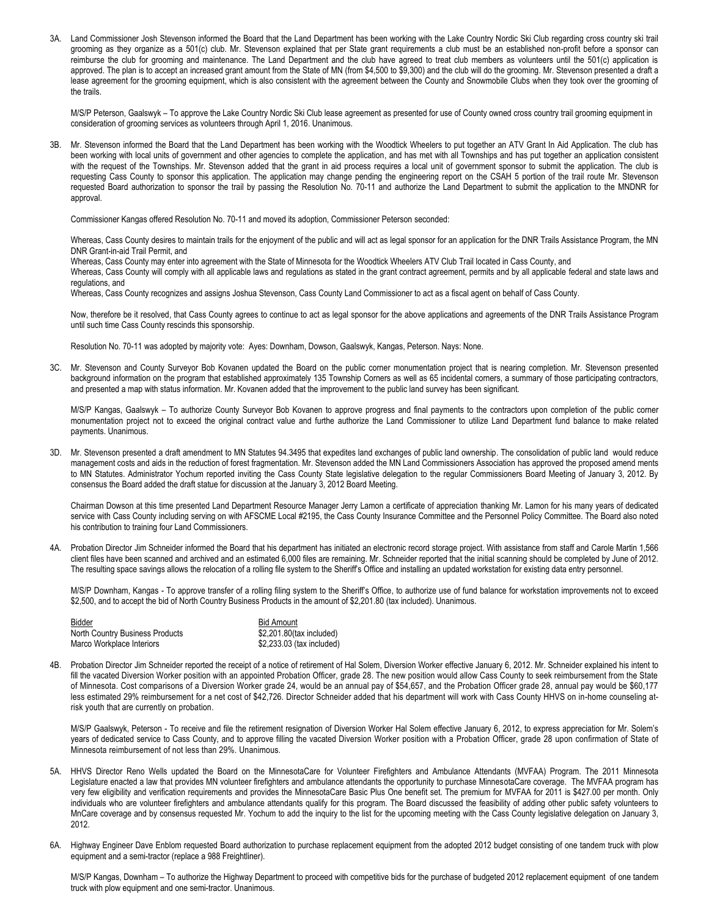3A. Land Commissioner Josh Stevenson informed the Board that the Land Department has been working with the Lake Country Nordic Ski Club regarding cross country ski trail grooming as they organize as a 501(c) club. Mr. Stevenson explained that per State grant requirements a club must be an established non-profit before a sponsor can reimburse the club for grooming and maintenance. The Land Department and the club have agreed to treat club members as volunteers until the 501(c) application is approved. The plan is to accept an increased grant amount from the State of MN (from $4,500 to $9,300) and the club will do the grooming. Mr. Stevenson presented a draft a lease agreement for the grooming equipment, which is also consistent with the agreement between the County and Snowmobile Clubs when they took over the grooming of the trails.

M/S/P Peterson, Gaalswyk – To approve the Lake Country Nordic Ski Club lease agreement as presented for use of County owned cross country trail grooming equipment in consideration of grooming services as volunteers through April 1, 2016. Unanimous.

3B. Mr. Stevenson informed the Board that the Land Department has been working with the Woodtick Wheelers to put together an ATV Grant In Aid Application. The club has been working with local units of government and other agencies to complete the application, and has met with all Townships and has put together an application consistent with the request of the Townships. Mr. Stevenson added that the grant in aid process requires a local unit of government sponsor to submit the application. The club is requesting Cass County to sponsor this application. The application may change pending the engineering report on the CSAH 5 portion of the trail route Mr. Stevenson requested Board authorization to sponsor the trail by passing the Resolution No. 70-11 and authorize the Land Department to submit the application to the MNDNR for approval.

Commissioner Kangas offered Resolution No. 70-11 and moved its adoption, Commissioner Peterson seconded:

Whereas, Cass County desires to maintain trails for the enjoyment of the public and will act as legal sponsor for an application for the DNR Trails Assistance Program, the MN DNR Grant-in-aid Trail Permit, and

Whereas, Cass County may enter into agreement with the State of Minnesota for the Woodtick Wheelers ATV Club Trail located in Cass County, and

Whereas, Cass County will comply with all applicable laws and regulations as stated in the grant contract agreement, permits and by all applicable federal and state laws and regulations, and

Whereas, Cass County recognizes and assigns Joshua Stevenson, Cass County Land Commissioner to act as a fiscal agent on behalf of Cass County.

Now, therefore be it resolved, that Cass County agrees to continue to act as legal sponsor for the above applications and agreements of the DNR Trails Assistance Program until such time Cass County rescinds this sponsorship.

Resolution No. 70-11 was adopted by majority vote: Ayes: Downham, Dowson, Gaalswyk, Kangas, Peterson. Nays: None.

3C. Mr. Stevenson and County Surveyor Bob Kovanen updated the Board on the public corner monumentation project that is nearing completion. Mr. Stevenson presented background information on the program that established approximately 135 Township Corners as well as 65 incidental corners, a summary of those participating contractors, and presented a map with status information. Mr. Kovanen added that the improvement to the public land survey has been significant.

M/S/P Kangas, Gaalswyk – To authorize County Surveyor Bob Kovanen to approve progress and final payments to the contractors upon completion of the public corner monumentation project not to exceed the original contract value and furthe authorize the Land Commissioner to utilize Land Department fund balance to make related payments. Unanimous.

3D. Mr. Stevenson presented a draft amendment to MN Statutes 94.3495 that expedites land exchanges of public land ownership. The consolidation of public land would reduce management costs and aids in the reduction of forest fragmentation. Mr. Stevenson added the MN Land Commissioners Association has approved the proposed amend ments to MN Statutes. Administrator Yochum reported inviting the Cass County State legislative delegation to the regular Commissioners Board Meeting of January 3, 2012. By consensus the Board added the draft statue for discussion at the January 3, 2012 Board Meeting.

Chairman Dowson at this time presented Land Department Resource Manager Jerry Lamon a certificate of appreciation thanking Mr. Lamon for his many years of dedicated service with Cass County including serving on with AFSCME Local #2195, the Cass County Insurance Committee and the Personnel Policy Committee. The Board also noted his contribution to training four Land Commissioners.

4A. Probation Director Jim Schneider informed the Board that his department has initiated an electronic record storage project. With assistance from staff and Carole Martin 1,566 client files have been scanned and archived and an estimated 6,000 files are remaining. Mr. Schneider reported that the initial scanning should be completed by June of 2012. The resulting space savings allows the relocation of a rolling file system to the Sheriff's Office and installing an updated workstation for existing data entry personnel.

M/S/P Downham, Kangas - To approve transfer of a rolling filing system to the Sheriff's Office, to authorize use of fund balance for workstation improvements not to exceed $2,500, and to accept the bid of North Country Business Products in the amount of $2,201.80 (tax included). Unanimous.

| Bidder | Bid Amount |
|---|---|
| North Country Business Products | $2,201.80(tax included) |
| Marco Workplace Interiors | $2,233.03 (tax included) |

4B. Probation Director Jim Schneider reported the receipt of a notice of retirement of Hal Solem, Diversion Worker effective January 6, 2012. Mr. Schneider explained his intent to fill the vacated Diversion Worker position with an appointed Probation Officer, grade 28. The new position would allow Cass County to seek reimbursement from the State of Minnesota. Cost comparisons of a Diversion Worker grade 24, would be an annual pay of $54,657, and the Probation Officer grade 28, annual pay would be $60,177 less estimated 29% reimbursement for a net cost of $42,726. Director Schneider added that his department will work with Cass County HHVS on in-home counseling at-risk youth that are currently on probation.

M/S/P Gaalswyk, Peterson - To receive and file the retirement resignation of Diversion Worker Hal Solem effective January 6, 2012, to express appreciation for Mr. Solem's years of dedicated service to Cass County, and to approve filling the vacated Diversion Worker position with a Probation Officer, grade 28 upon confirmation of State of Minnesota reimbursement of not less than 29%. Unanimous.

5A. HHVS Director Reno Wells updated the Board on the MinnesotaCare for Volunteer Firefighters and Ambulance Attendants (MVFAA) Program. The 2011 Minnesota Legislature enacted a law that provides MN volunteer firefighters and ambulance attendants the opportunity to purchase MinnesotaCare coverage. The MVFAA program has very few eligibility and verification requirements and provides the MinnesotaCare Basic Plus One benefit set. The premium for MVFAA for 2011 is $427.00 per month. Only individuals who are volunteer firefighters and ambulance attendants qualify for this program. The Board discussed the feasibility of adding other public safety volunteers to MnCare coverage and by consensus requested Mr. Yochum to add the inquiry to the list for the upcoming meeting with the Cass County legislative delegation on January 3, 2012.

6A. Highway Engineer Dave Enblom requested Board authorization to purchase replacement equipment from the adopted 2012 budget consisting of one tandem truck with plow equipment and a semi-tractor (replace a 988 Freightliner).

M/S/P Kangas, Downham – To authorize the Highway Department to proceed with competitive bids for the purchase of budgeted 2012 replacement equipment of one tandem truck with plow equipment and one semi-tractor. Unanimous.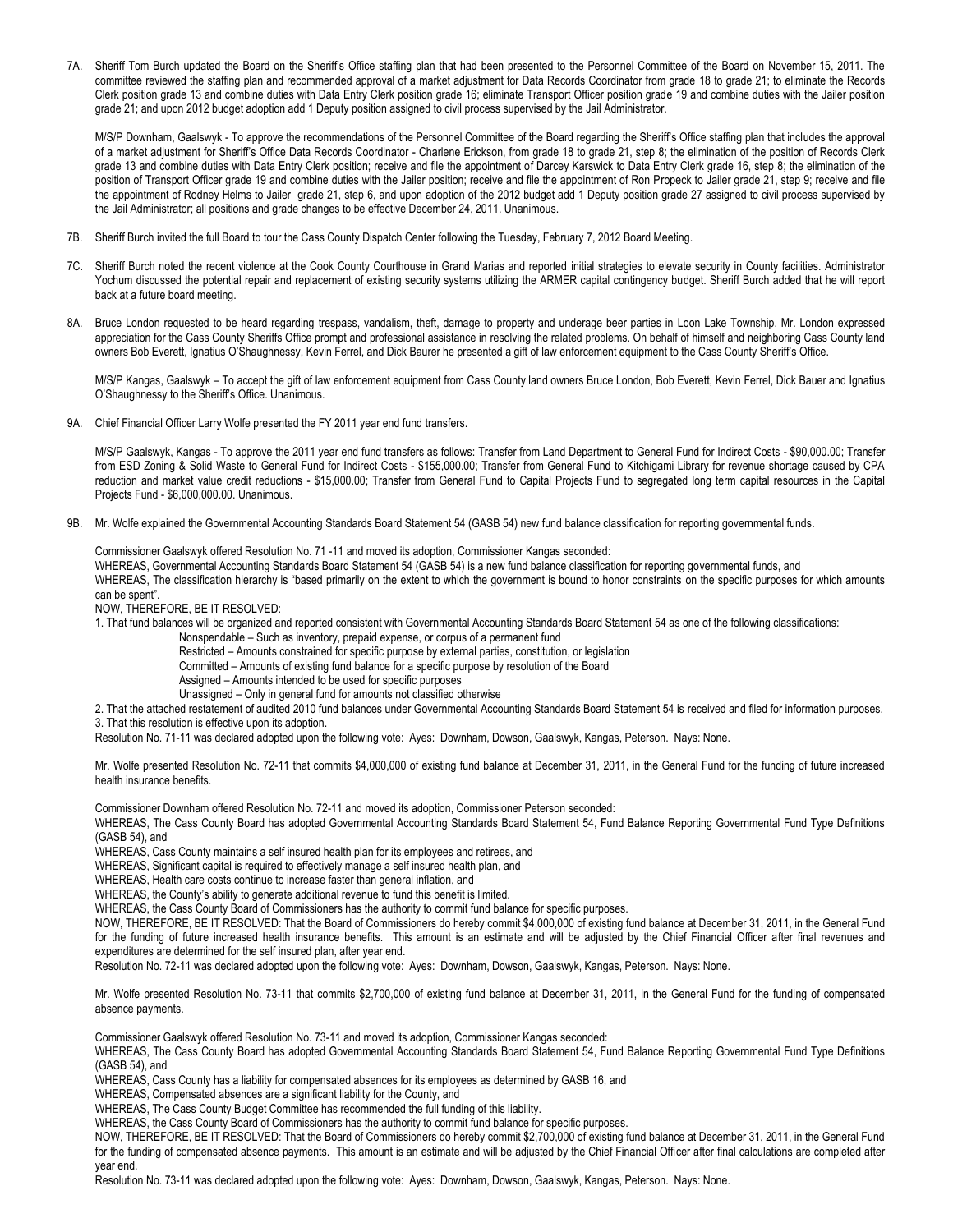7A. Sheriff Tom Burch updated the Board on the Sheriff's Office staffing plan that had been presented to the Personnel Committee of the Board on November 15, 2011. The committee reviewed the staffing plan and recommended approval of a market adjustment for Data Records Coordinator from grade 18 to grade 21; to eliminate the Records Clerk position grade 13 and combine duties with Data Entry Clerk position grade 16; eliminate Transport Officer position grade 19 and combine duties with the Jailer position grade 21; and upon 2012 budget adoption add 1 Deputy position assigned to civil process supervised by the Jail Administrator.

M/S/P Downham, Gaalswyk - To approve the recommendations of the Personnel Committee of the Board regarding the Sheriff's Office staffing plan that includes the approval of a market adjustment for Sheriff's Office Data Records Coordinator - Charlene Erickson, from grade 18 to grade 21, step 8; the elimination of the position of Records Clerk grade 13 and combine duties with Data Entry Clerk position; receive and file the appointment of Darcey Karswick to Data Entry Clerk grade 16, step 8; the elimination of the position of Transport Officer grade 19 and combine duties with the Jailer position; receive and file the appointment of Ron Propeck to Jailer grade 21, step 9; receive and file the appointment of Rodney Helms to Jailer grade 21, step 6, and upon adoption of the 2012 budget add 1 Deputy position grade 27 assigned to civil process supervised by the Jail Administrator; all positions and grade changes to be effective December 24, 2011. Unanimous.

7B. Sheriff Burch invited the full Board to tour the Cass County Dispatch Center following the Tuesday, February 7, 2012 Board Meeting.

7C. Sheriff Burch noted the recent violence at the Cook County Courthouse in Grand Marias and reported initial strategies to elevate security in County facilities. Administrator Yochum discussed the potential repair and replacement of existing security systems utilizing the ARMER capital contingency budget. Sheriff Burch added that he will report back at a future board meeting.

8A. Bruce London requested to be heard regarding trespass, vandalism, theft, damage to property and underage beer parties in Loon Lake Township. Mr. London expressed appreciation for the Cass County Sheriffs Office prompt and professional assistance in resolving the related problems. On behalf of himself and neighboring Cass County land owners Bob Everett, Ignatius O'Shaughnessy, Kevin Ferrel, and Dick Baurer he presented a gift of law enforcement equipment to the Cass County Sheriff's Office.

M/S/P Kangas, Gaalswyk – To accept the gift of law enforcement equipment from Cass County land owners Bruce London, Bob Everett, Kevin Ferrel, Dick Bauer and Ignatius O'Shaughnessy to the Sheriff's Office. Unanimous.

9A. Chief Financial Officer Larry Wolfe presented the FY 2011 year end fund transfers.

M/S/P Gaalswyk, Kangas - To approve the 2011 year end fund transfers as follows: Transfer from Land Department to General Fund for Indirect Costs - $90,000.00; Transfer from ESD Zoning & Solid Waste to General Fund for Indirect Costs - $155,000.00; Transfer from General Fund to Kitchigami Library for revenue shortage caused by CPA reduction and market value credit reductions - $15,000.00; Transfer from General Fund to Capital Projects Fund to segregated long term capital resources in the Capital Projects Fund - $6,000,000.00. Unanimous.

9B. Mr. Wolfe explained the Governmental Accounting Standards Board Statement 54 (GASB 54) new fund balance classification for reporting governmental funds.

Commissioner Gaalswyk offered Resolution No. 71 -11 and moved its adoption, Commissioner Kangas seconded:
WHEREAS, Governmental Accounting Standards Board Statement 54 (GASB 54) is a new fund balance classification for reporting governmental funds, and
WHEREAS, The classification hierarchy is "based primarily on the extent to which the government is bound to honor constraints on the specific purposes for which amounts can be spent".
NOW, THEREFORE, BE IT RESOLVED:
1. That fund balances will be organized and reported consistent with Governmental Accounting Standards Board Statement 54 as one of the following classifications:
   Nonspendable – Such as inventory, prepaid expense, or corpus of a permanent fund
   Restricted – Amounts constrained for specific purpose by external parties, constitution, or legislation
   Committed – Amounts of existing fund balance for a specific purpose by resolution of the Board
   Assigned – Amounts intended to be used for specific purposes
   Unassigned – Only in general fund for amounts not classified otherwise
2. That the attached restatement of audited 2010 fund balances under Governmental Accounting Standards Board Statement 54 is received and filed for information purposes.
3. That this resolution is effective upon its adoption.
Resolution No. 71-11 was declared adopted upon the following vote: Ayes: Downham, Dowson, Gaalswyk, Kangas, Peterson. Nays: None.

Mr. Wolfe presented Resolution No. 72-11 that commits $4,000,000 of existing fund balance at December 31, 2011, in the General Fund for the funding of future increased health insurance benefits.

Commissioner Downham offered Resolution No. 72-11 and moved its adoption, Commissioner Peterson seconded:
WHEREAS, The Cass County Board has adopted Governmental Accounting Standards Board Statement 54, Fund Balance Reporting Governmental Fund Type Definitions (GASB 54), and
WHEREAS, Cass County maintains a self insured health plan for its employees and retirees, and
WHEREAS, Significant capital is required to effectively manage a self insured health plan, and
WHEREAS, Health care costs continue to increase faster than general inflation, and
WHEREAS, the County's ability to generate additional revenue to fund this benefit is limited.
WHEREAS, the Cass County Board of Commissioners has the authority to commit fund balance for specific purposes.
NOW, THEREFORE, BE IT RESOLVED: That the Board of Commissioners do hereby commit $4,000,000 of existing fund balance at December 31, 2011, in the General Fund for the funding of future increased health insurance benefits. This amount is an estimate and will be adjusted by the Chief Financial Officer after final revenues and expenditures are determined for the self insured plan, after year end.
Resolution No. 72-11 was declared adopted upon the following vote: Ayes: Downham, Dowson, Gaalswyk, Kangas, Peterson. Nays: None.

Mr. Wolfe presented Resolution No. 73-11 that commits $2,700,000 of existing fund balance at December 31, 2011, in the General Fund for the funding of compensated absence payments.

Commissioner Gaalswyk offered Resolution No. 73-11 and moved its adoption, Commissioner Kangas seconded:
WHEREAS, The Cass County Board has adopted Governmental Accounting Standards Board Statement 54, Fund Balance Reporting Governmental Fund Type Definitions (GASB 54), and
WHEREAS, Cass County has a liability for compensated absences for its employees as determined by GASB 16, and
WHEREAS, Compensated absences are a significant liability for the County, and
WHEREAS, The Cass County Budget Committee has recommended the full funding of this liability.
WHEREAS, the Cass County Board of Commissioners has the authority to commit fund balance for specific purposes.
NOW, THEREFORE, BE IT RESOLVED: That the Board of Commissioners do hereby commit $2,700,000 of existing fund balance at December 31, 2011, in the General Fund for the funding of compensated absence payments. This amount is an estimate and will be adjusted by the Chief Financial Officer after final calculations are completed after year end.
Resolution No. 73-11 was declared adopted upon the following vote: Ayes: Downham, Dowson, Gaalswyk, Kangas, Peterson. Nays: None.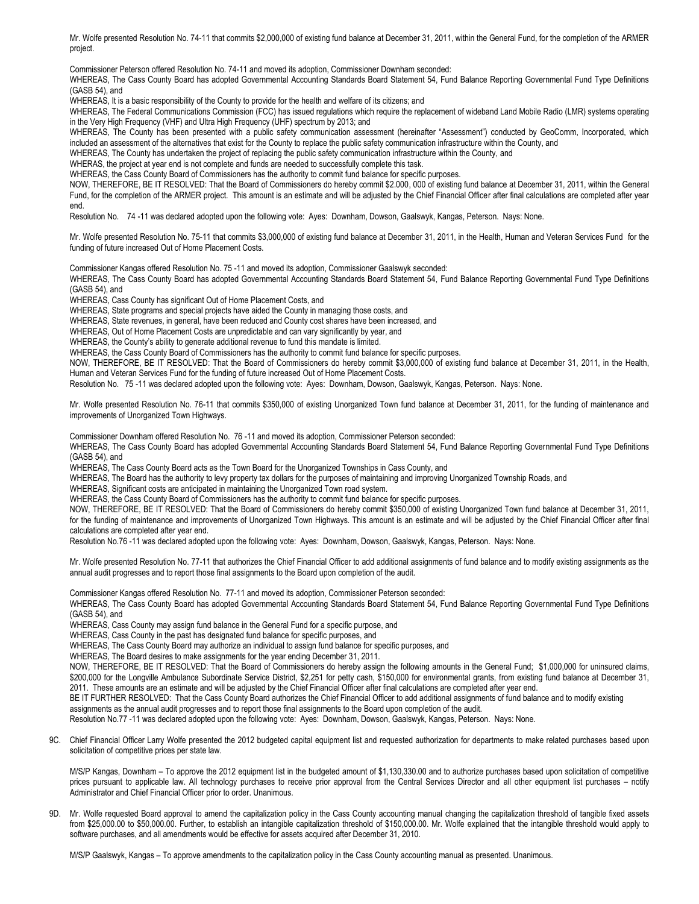Mr. Wolfe presented Resolution No. 74-11 that commits $2,000,000 of existing fund balance at December 31, 2011, within the General Fund, for the completion of the ARMER project.

Commissioner Peterson offered Resolution No. 74-11 and moved its adoption, Commissioner Downham seconded:

WHEREAS, The Cass County Board has adopted Governmental Accounting Standards Board Statement 54, Fund Balance Reporting Governmental Fund Type Definitions (GASB 54), and

WHEREAS, It is a basic responsibility of the County to provide for the health and welfare of its citizens; and

WHEREAS, The Federal Communications Commission (FCC) has issued regulations which require the replacement of wideband Land Mobile Radio (LMR) systems operating in the Very High Frequency (VHF) and Ultra High Frequency (UHF) spectrum by 2013; and

WHEREAS, The County has been presented with a public safety communication assessment (hereinafter "Assessment") conducted by GeoComm, Incorporated, which included an assessment of the alternatives that exist for the County to replace the public safety communication infrastructure within the County, and

WHEREAS, The County has undertaken the project of replacing the public safety communication infrastructure within the County, and

WHERAS, the project at year end is not complete and funds are needed to successfully complete this task.

WHEREAS, the Cass County Board of Commissioners has the authority to commit fund balance for specific purposes.

NOW, THEREFORE, BE IT RESOLVED: That the Board of Commissioners do hereby commit $2.000, 000 of existing fund balance at December 31, 2011, within the General Fund, for the completion of the ARMER project. This amount is an estimate and will be adjusted by the Chief Financial Officer after final calculations are completed after year end.

Resolution No. 74 -11 was declared adopted upon the following vote: Ayes: Downham, Dowson, Gaalswyk, Kangas, Peterson. Nays: None.

Mr. Wolfe presented Resolution No. 75-11 that commits $3,000,000 of existing fund balance at December 31, 2011, in the Health, Human and Veteran Services Fund for the funding of future increased Out of Home Placement Costs.

Commissioner Kangas offered Resolution No. 75 -11 and moved its adoption, Commissioner Gaalswyk seconded:

WHEREAS, The Cass County Board has adopted Governmental Accounting Standards Board Statement 54, Fund Balance Reporting Governmental Fund Type Definitions (GASB 54), and

WHEREAS, Cass County has significant Out of Home Placement Costs, and

WHEREAS, State programs and special projects have aided the County in managing those costs, and

WHEREAS, State revenues, in general, have been reduced and County cost shares have been increased, and

WHEREAS, Out of Home Placement Costs are unpredictable and can vary significantly by year, and

WHEREAS, the County's ability to generate additional revenue to fund this mandate is limited.

WHEREAS, the Cass County Board of Commissioners has the authority to commit fund balance for specific purposes.

NOW, THEREFORE, BE IT RESOLVED: That the Board of Commissioners do hereby commit $3,000,000 of existing fund balance at December 31, 2011, in the Health, Human and Veteran Services Fund for the funding of future increased Out of Home Placement Costs.

Resolution No. 75 -11 was declared adopted upon the following vote: Ayes: Downham, Dowson, Gaalswyk, Kangas, Peterson. Nays: None.

Mr. Wolfe presented Resolution No. 76-11 that commits $350,000 of existing Unorganized Town fund balance at December 31, 2011, for the funding of maintenance and improvements of Unorganized Town Highways.

Commissioner Downham offered Resolution No. 76 -11 and moved its adoption, Commissioner Peterson seconded:

WHEREAS, The Cass County Board has adopted Governmental Accounting Standards Board Statement 54, Fund Balance Reporting Governmental Fund Type Definitions (GASB 54), and

WHEREAS, The Cass County Board acts as the Town Board for the Unorganized Townships in Cass County, and

WHEREAS, The Board has the authority to levy property tax dollars for the purposes of maintaining and improving Unorganized Township Roads, and

WHEREAS, Significant costs are anticipated in maintaining the Unorganized Town road system.

WHEREAS, the Cass County Board of Commissioners has the authority to commit fund balance for specific purposes.

NOW, THEREFORE, BE IT RESOLVED: That the Board of Commissioners do hereby commit $350,000 of existing Unorganized Town fund balance at December 31, 2011, for the funding of maintenance and improvements of Unorganized Town Highways. This amount is an estimate and will be adjusted by the Chief Financial Officer after final calculations are completed after year end.

Resolution No.76 -11 was declared adopted upon the following vote: Ayes: Downham, Dowson, Gaalswyk, Kangas, Peterson. Nays: None.

Mr. Wolfe presented Resolution No. 77-11 that authorizes the Chief Financial Officer to add additional assignments of fund balance and to modify existing assignments as the annual audit progresses and to report those final assignments to the Board upon completion of the audit.

Commissioner Kangas offered Resolution No. 77-11 and moved its adoption, Commissioner Peterson seconded:

WHEREAS, The Cass County Board has adopted Governmental Accounting Standards Board Statement 54, Fund Balance Reporting Governmental Fund Type Definitions (GASB 54), and

WHEREAS, Cass County may assign fund balance in the General Fund for a specific purpose, and

WHEREAS, Cass County in the past has designated fund balance for specific purposes, and

WHEREAS, The Cass County Board may authorize an individual to assign fund balance for specific purposes, and

WHEREAS, The Board desires to make assignments for the year ending December 31, 2011.

NOW, THEREFORE, BE IT RESOLVED: That the Board of Commissioners do hereby assign the following amounts in the General Fund; $1,000,000 for uninsured claims, $200,000 for the Longville Ambulance Subordinate Service District, $2,251 for petty cash, $150,000 for environmental grants, from existing fund balance at December 31, 2011. These amounts are an estimate and will be adjusted by the Chief Financial Officer after final calculations are completed after year end.

BE IT FURTHER RESOLVED: That the Cass County Board authorizes the Chief Financial Officer to add additional assignments of fund balance and to modify existing assignments as the annual audit progresses and to report those final assignments to the Board upon completion of the audit.

Resolution No.77 -11 was declared adopted upon the following vote: Ayes: Downham, Dowson, Gaalswyk, Kangas, Peterson. Nays: None.

9C. Chief Financial Officer Larry Wolfe presented the 2012 budgeted capital equipment list and requested authorization for departments to make related purchases based upon solicitation of competitive prices per state law.

M/S/P Kangas, Downham – To approve the 2012 equipment list in the budgeted amount of $1,130,330.00 and to authorize purchases based upon solicitation of competitive prices pursuant to applicable law. All technology purchases to receive prior approval from the Central Services Director and all other equipment list purchases – notify Administrator and Chief Financial Officer prior to order. Unanimous.

9D. Mr. Wolfe requested Board approval to amend the capitalization policy in the Cass County accounting manual changing the capitalization threshold of tangible fixed assets from $25,000.00 to $50,000.00. Further, to establish an intangible capitalization threshold of $150,000.00. Mr. Wolfe explained that the intangible threshold would apply to software purchases, and all amendments would be effective for assets acquired after December 31, 2010.

M/S/P Gaalswyk, Kangas – To approve amendments to the capitalization policy in the Cass County accounting manual as presented. Unanimous.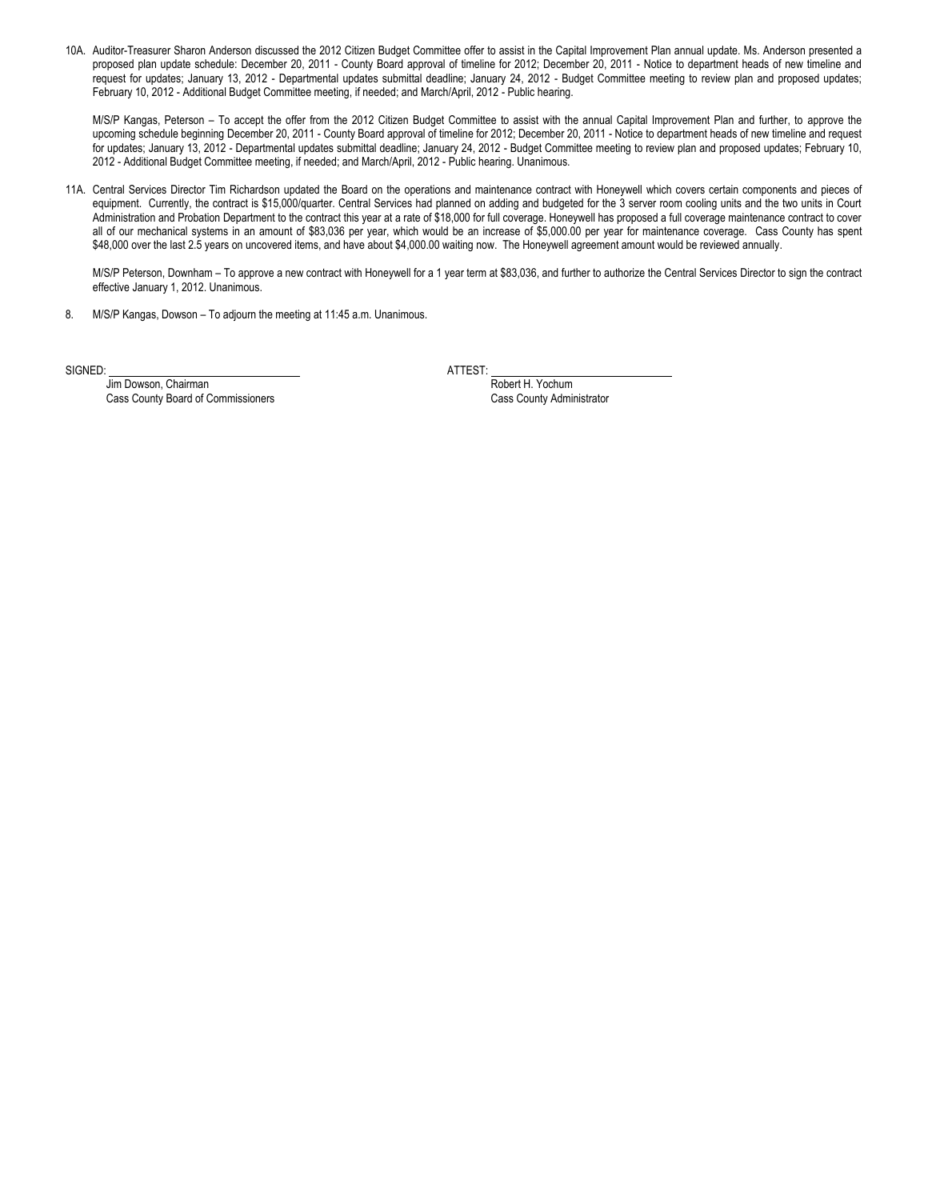10A. Auditor-Treasurer Sharon Anderson discussed the 2012 Citizen Budget Committee offer to assist in the Capital Improvement Plan annual update. Ms. Anderson presented a proposed plan update schedule: December 20, 2011 - County Board approval of timeline for 2012; December 20, 2011 - Notice to department heads of new timeline and request for updates; January 13, 2012 - Departmental updates submittal deadline; January 24, 2012 - Budget Committee meeting to review plan and proposed updates; February 10, 2012 - Additional Budget Committee meeting, if needed; and March/April, 2012 - Public hearing.

M/S/P Kangas, Peterson – To accept the offer from the 2012 Citizen Budget Committee to assist with the annual Capital Improvement Plan and further, to approve the upcoming schedule beginning December 20, 2011 - County Board approval of timeline for 2012; December 20, 2011 - Notice to department heads of new timeline and request for updates; January 13, 2012 - Departmental updates submittal deadline; January 24, 2012 - Budget Committee meeting to review plan and proposed updates; February 10, 2012 - Additional Budget Committee meeting, if needed; and March/April, 2012 - Public hearing. Unanimous.

11A. Central Services Director Tim Richardson updated the Board on the operations and maintenance contract with Honeywell which covers certain components and pieces of equipment. Currently, the contract is $15,000/quarter. Central Services had planned on adding and budgeted for the 3 server room cooling units and the two units in Court Administration and Probation Department to the contract this year at a rate of $18,000 for full coverage. Honeywell has proposed a full coverage maintenance contract to cover all of our mechanical systems in an amount of $83,036 per year, which would be an increase of $5,000.00 per year for maintenance coverage. Cass County has spent $48,000 over the last 2.5 years on uncovered items, and have about $4,000.00 waiting now. The Honeywell agreement amount would be reviewed annually.

M/S/P Peterson, Downham – To approve a new contract with Honeywell for a 1 year term at $83,036, and further to authorize the Central Services Director to sign the contract effective January 1, 2012. Unanimous.

8. M/S/P Kangas, Dowson – To adjourn the meeting at 11:45 a.m. Unanimous.

SIGNED: ______________________________
Jim Dowson, Chairman
Cass County Board of Commissioners

ATTEST: ______________________________
Robert H. Yochum
Cass County Administrator